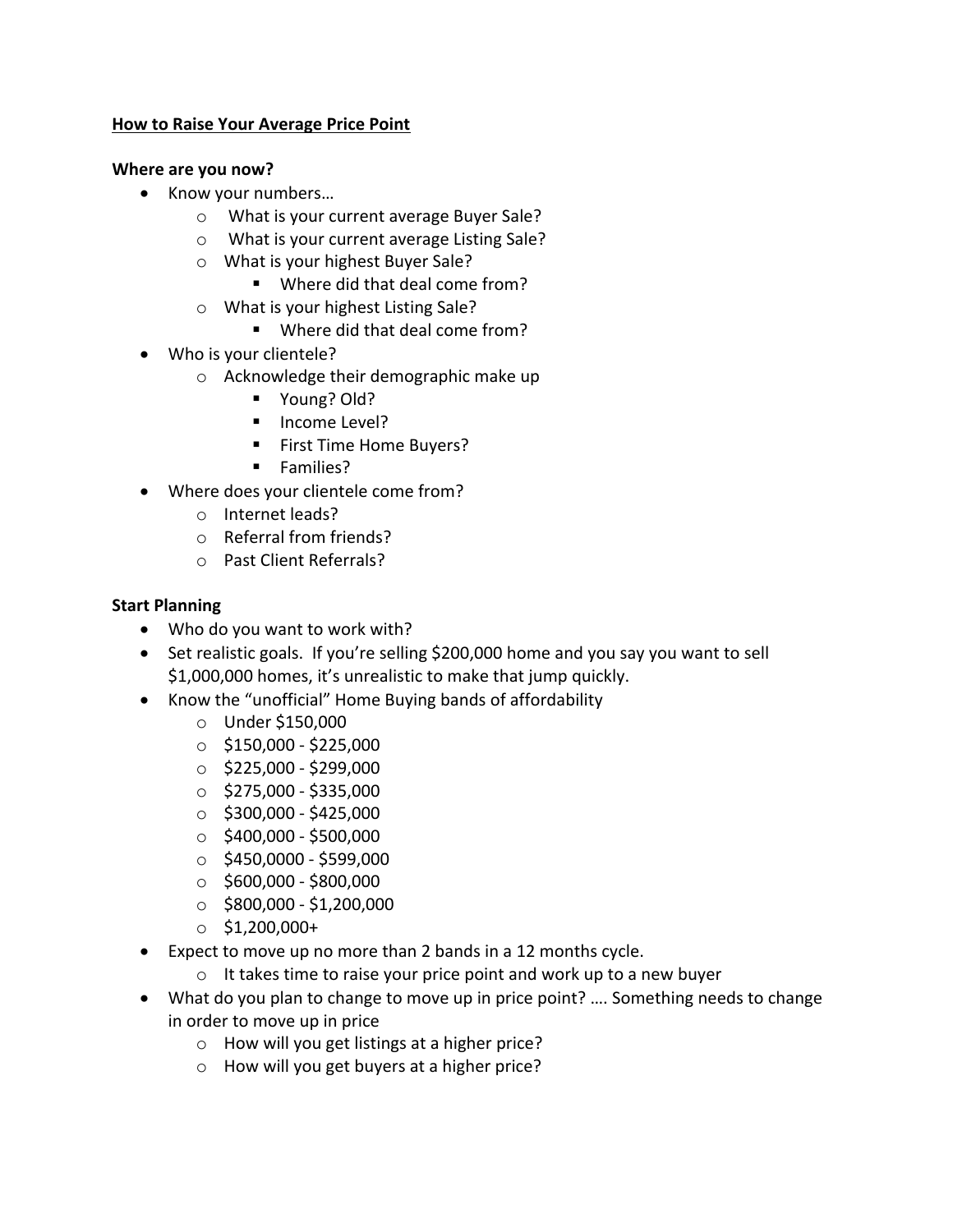**How to Raise Your Average Price Point**

**Where are you now?**

- Know your numbers…
  - What is your current average Buyer Sale?
  - What is your current average Listing Sale?
  - What is your highest Buyer Sale?
    - Where did that deal come from?
  - What is your highest Listing Sale?
    - Where did that deal come from?
- Who is your clientele?
  - Acknowledge their demographic make up
    - Young? Old?
    - Income Level?
    - First Time Home Buyers?
    - Families?
- Where does your clientele come from?
  - Internet leads?
  - Referral from friends?
  - Past Client Referrals?

**Start Planning**

- Who do you want to work with?
- Set realistic goals. If you're selling $200,000 home and you say you want to sell $1,000,000 homes, it's unrealistic to make that jump quickly.
- Know the "unofficial" Home Buying bands of affordability
  - Under $150,000
  - $150,000 - $225,000
  - $225,000 - $299,000
  - $275,000 - $335,000
  - $300,000 - $425,000
  - $400,000 - $500,000
  - $450,0000 - $599,000
  - $600,000 - $800,000
  - $800,000 - $1,200,000
  - $1,200,000+
- Expect to move up no more than 2 bands in a 12 months cycle.
  - It takes time to raise your price point and work up to a new buyer
- What do you plan to change to move up in price point? …. Something needs to change in order to move up in price
  - How will you get listings at a higher price?
  - How will you get buyers at a higher price?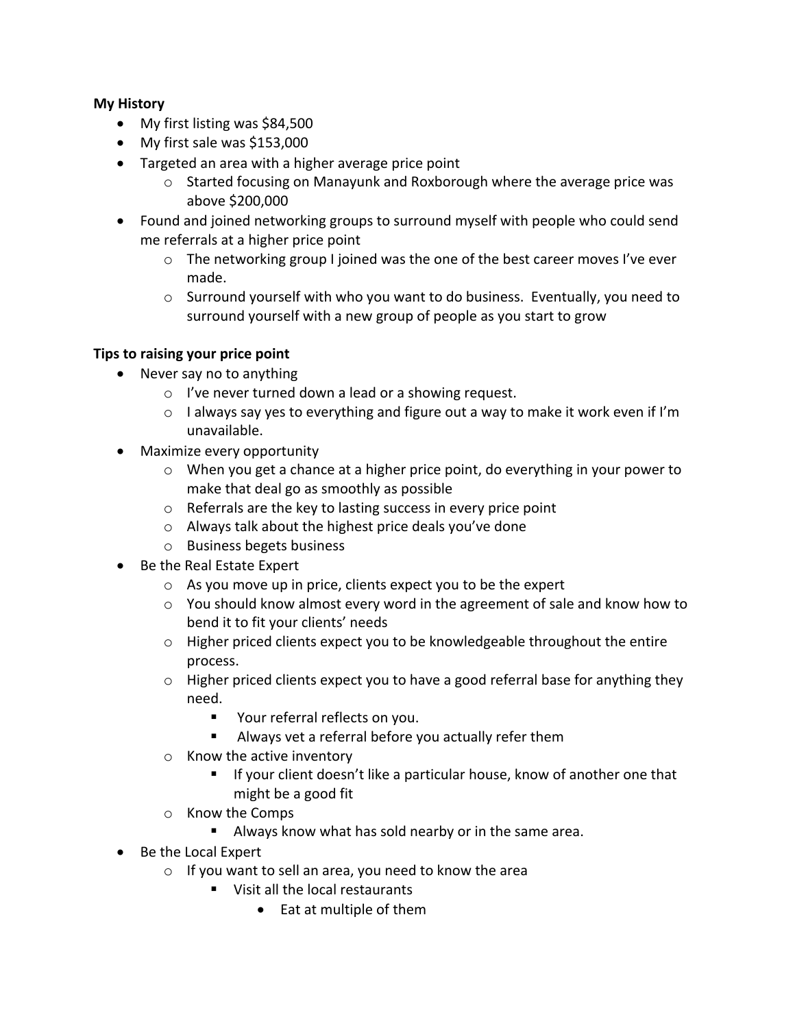**My History**

- My first listing was $84,500
- My first sale was $153,000
- Targeted an area with a higher average price point
    - Started focusing on Manayunk and Roxborough where the average price was above $200,000
- Found and joined networking groups to surround myself with people who could send me referrals at a higher price point
    - The networking group I joined was the one of the best career moves I've ever made.
    - Surround yourself with who you want to do business. Eventually, you need to surround yourself with a new group of people as you start to grow

**Tips to raising your price point**

- Never say no to anything
    - I've never turned down a lead or a showing request.
    - I always say yes to everything and figure out a way to make it work even if I'm unavailable.
- Maximize every opportunity
    - When you get a chance at a higher price point, do everything in your power to make that deal go as smoothly as possible
    - Referrals are the key to lasting success in every price point
    - Always talk about the highest price deals you've done
    - Business begets business
- Be the Real Estate Expert
    - As you move up in price, clients expect you to be the expert
    - You should know almost every word in the agreement of sale and know how to bend it to fit your clients' needs
    - Higher priced clients expect you to be knowledgeable throughout the entire process.
    - Higher priced clients expect you to have a good referral base for anything they need.
        - Your referral reflects on you.
        - Always vet a referral before you actually refer them
    - Know the active inventory
        - If your client doesn't like a particular house, know of another one that might be a good fit
    - Know the Comps
        - Always know what has sold nearby or in the same area.
- Be the Local Expert
    - If you want to sell an area, you need to know the area
        - Visit all the local restaurants
            - Eat at multiple of them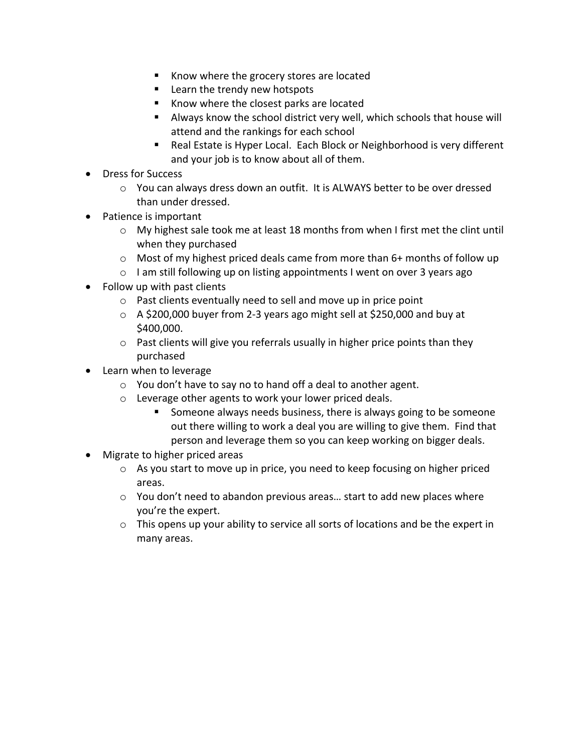- Know where the grocery stores are located
        - Learn the trendy new hotspots
        - Know where the closest parks are located
        - Always know the school district very well, which schools that house will attend and the rankings for each school
        - Real Estate is Hyper Local.  Each Block or Neighborhood is very different and your job is to know about all of them.
- Dress for Success
    - You can always dress down an outfit.  It is ALWAYS better to be over dressed than under dressed.
- Patience is important
    - My highest sale took me at least 18 months from when I first met the clint until when they purchased
    - Most of my highest priced deals came from more than 6+ months of follow up
    - I am still following up on listing appointments I went on over 3 years ago
- Follow up with past clients
    - Past clients eventually need to sell and move up in price point
    - A $200,000 buyer from 2-3 years ago might sell at $250,000 and buy at $400,000.
    - Past clients will give you referrals usually in higher price points than they purchased
- Learn when to leverage
    - You don't have to say no to hand off a deal to another agent.
    - Leverage other agents to work your lower priced deals.
        - Someone always needs business, there is always going to be someone out there willing to work a deal you are willing to give them.  Find that person and leverage them so you can keep working on bigger deals.
- Migrate to higher priced areas
    - As you start to move up in price, you need to keep focusing on higher priced areas.
    - You don't need to abandon previous areas… start to add new places where you're the expert.
    - This opens up your ability to service all sorts of locations and be the expert in many areas.